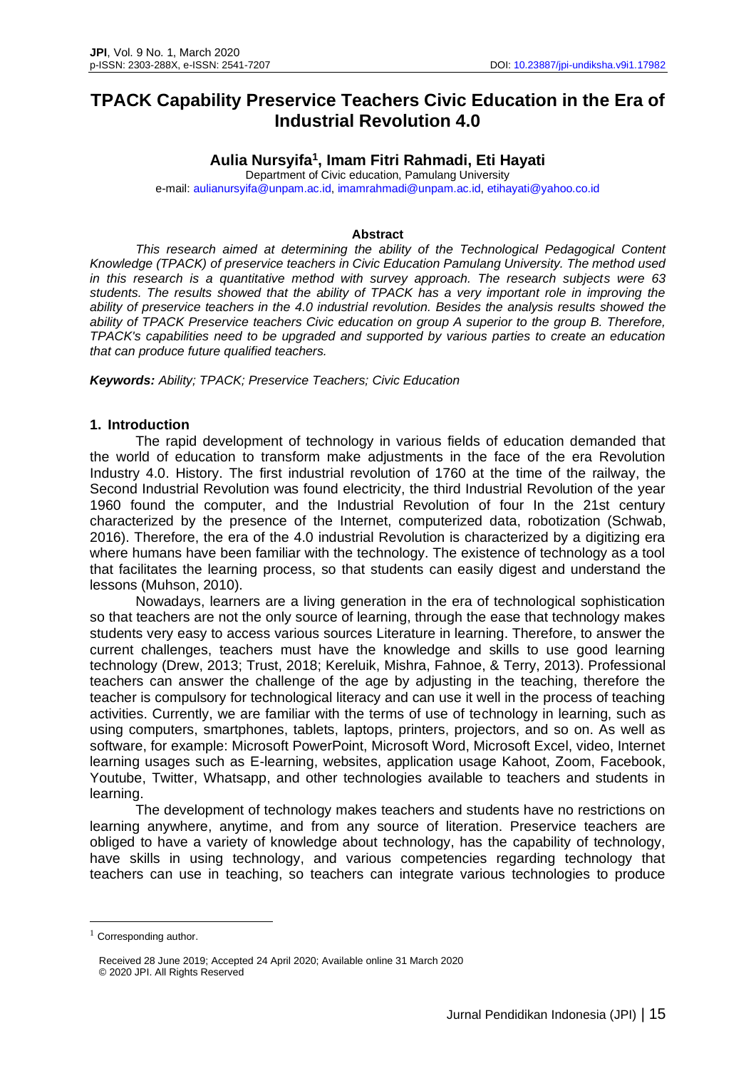# TPACK Capability Preservice Teachers Civic Education in the Era of Industrial Revolution 4.0

**Aulia Nursyifa[1], Imam Fitri Rahmadi, Eti Hayati**

Department of Civic education, Pamulang University

e-mail: aulianursyifa@unpam.ac.id, imamrahmadi@unpam.ac.id, etihayati@yahoo.co.id

**Abstract**

*This research aimed at determining the ability of the Technological Pedagogical Content Knowledge (TPACK) of preservice teachers in Civic Education Pamulang University. The method used in this research is a quantitative method with survey approach. The research subjects were 63 students. The results showed that the ability of TPACK has a very important role in improving the ability of preservice teachers in the 4.0 industrial revolution. Besides the analysis results showed the ability of TPACK Preservice teachers Civic education on group A superior to the group B. Therefore, TPACK's capabilities need to be upgraded and supported by various parties to create an education that can produce future qualified teachers.*

***Keywords:*** *Ability; TPACK; Preservice Teachers; Civic Education*

## 1. Introduction

The rapid development of technology in various fields of education demanded that the world of education to transform make adjustments in the face of the era Revolution Industry 4.0. History. The first industrial revolution of 1760 at the time of the railway, the Second Industrial Revolution was found electricity, the third Industrial Revolution of the year 1960 found the computer, and the Industrial Revolution of four In the 21st century characterized by the presence of the Internet, computerized data, robotization (Schwab, 2016). Therefore, the era of the 4.0 industrial Revolution is characterized by a digitizing era where humans have been familiar with the technology. The existence of technology as a tool that facilitates the learning process, so that students can easily digest and understand the lessons (Muhson, 2010).

Nowadays, learners are a living generation in the era of technological sophistication so that teachers are not the only source of learning, through the ease that technology makes students very easy to access various sources Literature in learning. Therefore, to answer the current challenges, teachers must have the knowledge and skills to use good learning technology (Drew, 2013; Trust, 2018; Kereluik, Mishra, Fahnoe, & Terry, 2013). Professional teachers can answer the challenge of the age by adjusting in the teaching, therefore the teacher is compulsory for technological literacy and can use it well in the process of teaching activities. Currently, we are familiar with the terms of use of technology in learning, such as using computers, smartphones, tablets, laptops, printers, projectors, and so on. As well as software, for example: Microsoft PowerPoint, Microsoft Word, Microsoft Excel, video, Internet learning usages such as E-learning, websites, application usage Kahoot, Zoom, Facebook, Youtube, Twitter, Whatsapp, and other technologies available to teachers and students in learning.

The development of technology makes teachers and students have no restrictions on learning anywhere, anytime, and from any source of literation. Preservice teachers are obliged to have a variety of knowledge about technology, has the capability of technology, have skills in using technology, and various competencies regarding technology that teachers can use in teaching, so teachers can integrate various technologies to produce

[1] Corresponding author.

Received 28 June 2019; Accepted 24 April 2020; Available online 31 March 2020
© 2020 JPI. All Rights Reserved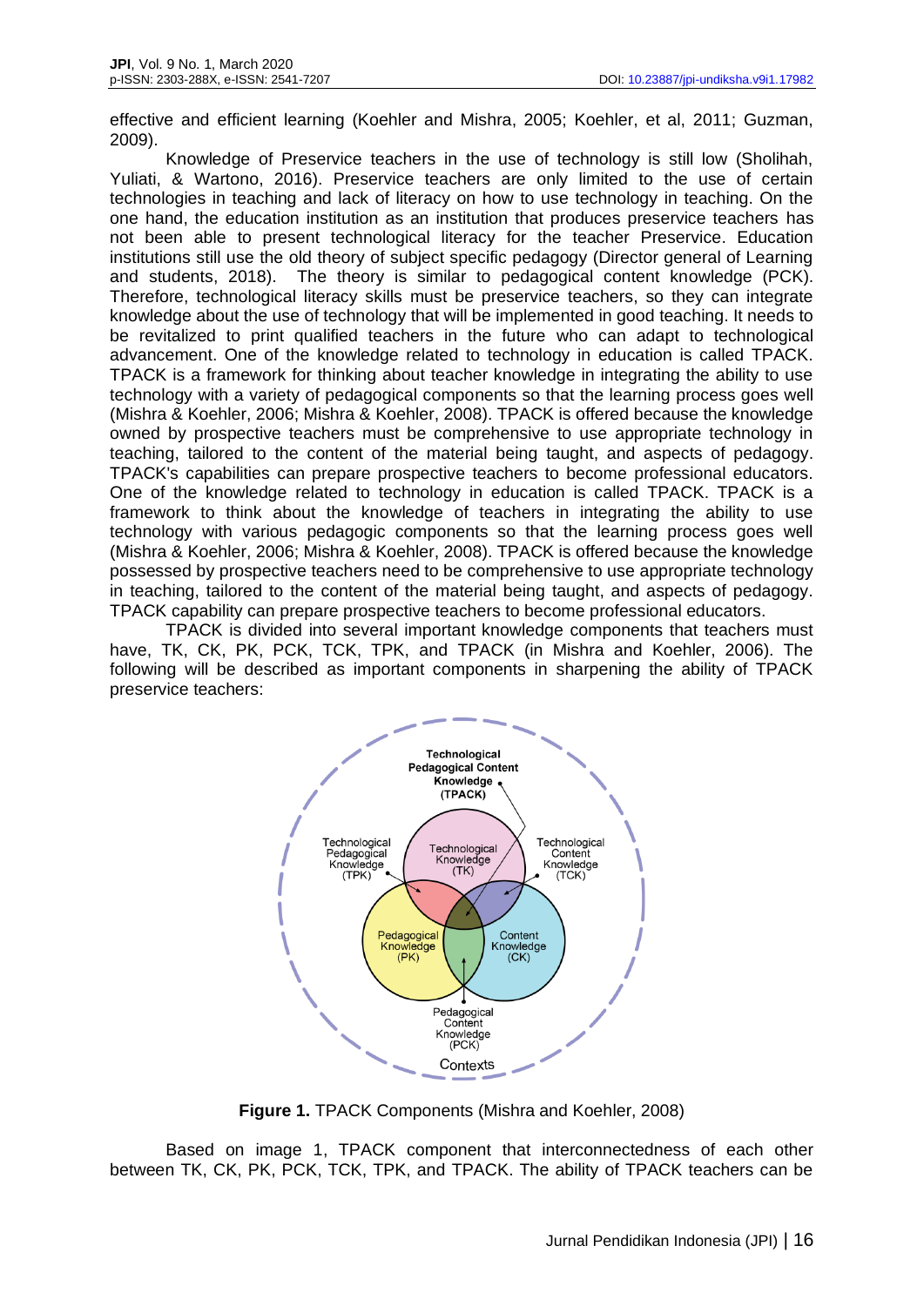effective and efficient learning (Koehler and Mishra, 2005; Koehler, et al, 2011; Guzman, 2009).

Knowledge of Preservice teachers in the use of technology is still low (Sholihah, Yuliati, & Wartono, 2016). Preservice teachers are only limited to the use of certain technologies in teaching and lack of literacy on how to use technology in teaching. On the one hand, the education institution as an institution that produces preservice teachers has not been able to present technological literacy for the teacher Preservice. Education institutions still use the old theory of subject specific pedagogy (Director general of Learning and students, 2018). The theory is similar to pedagogical content knowledge (PCK). Therefore, technological literacy skills must be preservice teachers, so they can integrate knowledge about the use of technology that will be implemented in good teaching. It needs to be revitalized to print qualified teachers in the future who can adapt to technological advancement. One of the knowledge related to technology in education is called TPACK. TPACK is a framework for thinking about teacher knowledge in integrating the ability to use technology with a variety of pedagogical components so that the learning process goes well (Mishra & Koehler, 2006; Mishra & Koehler, 2008). TPACK is offered because the knowledge owned by prospective teachers must be comprehensive to use appropriate technology in teaching, tailored to the content of the material being taught, and aspects of pedagogy. TPACK's capabilities can prepare prospective teachers to become professional educators. One of the knowledge related to technology in education is called TPACK. TPACK is a framework to think about the knowledge of teachers in integrating the ability to use technology with various pedagogic components so that the learning process goes well (Mishra & Koehler, 2006; Mishra & Koehler, 2008). TPACK is offered because the knowledge possessed by prospective teachers need to be comprehensive to use appropriate technology in teaching, tailored to the content of the material being taught, and aspects of pedagogy. TPACK capability can prepare prospective teachers to become professional educators.

TPACK is divided into several important knowledge components that teachers must have, TK, CK, PK, PCK, TCK, TPK, and TPACK (in Mishra and Koehler, 2006). The following will be described as important components in sharpening the ability of TPACK preservice teachers:

**Figure 1.** TPACK Components (Mishra and Koehler, 2008)

Based on image 1, TPACK component that interconnectedness of each other between TK, CK, PK, PCK, TCK, TPK, and TPACK. The ability of TPACK teachers can be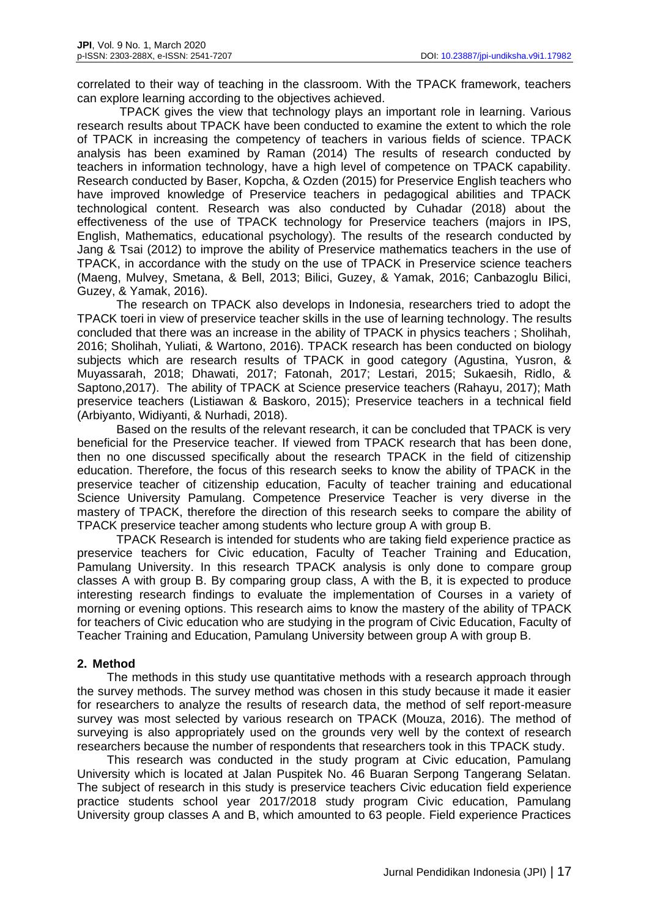correlated to their way of teaching in the classroom. With the TPACK framework, teachers can explore learning according to the objectives achieved.

TPACK gives the view that technology plays an important role in learning. Various research results about TPACK have been conducted to examine the extent to which the role of TPACK in increasing the competency of teachers in various fields of science. TPACK analysis has been examined by Raman (2014) The results of research conducted by teachers in information technology, have a high level of competence on TPACK capability. Research conducted by Baser, Kopcha, & Ozden (2015) for Preservice English teachers who have improved knowledge of Preservice teachers in pedagogical abilities and TPACK technological content. Research was also conducted by Cuhadar (2018) about the effectiveness of the use of TPACK technology for Preservice teachers (majors in IPS, English, Mathematics, educational psychology). The results of the research conducted by Jang & Tsai (2012) to improve the ability of Preservice mathematics teachers in the use of TPACK, in accordance with the study on the use of TPACK in Preservice science teachers (Maeng, Mulvey, Smetana, & Bell, 2013; Bilici, Guzey, & Yamak, 2016; Canbazoglu Bilici, Guzey, & Yamak, 2016).

The research on TPACK also develops in Indonesia, researchers tried to adopt the TPACK toeri in view of preservice teacher skills in the use of learning technology. The results concluded that there was an increase in the ability of TPACK in physics teachers ; Sholihah, 2016; Sholihah, Yuliati, & Wartono, 2016). TPACK research has been conducted on biology subjects which are research results of TPACK in good category (Agustina, Yusron, & Muyassarah, 2018; Dhawati, 2017; Fatonah, 2017; Lestari, 2015; Sukaesih, Ridlo, & Saptono,2017). The ability of TPACK at Science preservice teachers (Rahayu, 2017); Math preservice teachers (Listiawan & Baskoro, 2015); Preservice teachers in a technical field (Arbiyanto, Widiyanti, & Nurhadi, 2018).

Based on the results of the relevant research, it can be concluded that TPACK is very beneficial for the Preservice teacher. If viewed from TPACK research that has been done, then no one discussed specifically about the research TPACK in the field of citizenship education. Therefore, the focus of this research seeks to know the ability of TPACK in the preservice teacher of citizenship education, Faculty of teacher training and educational Science University Pamulang. Competence Preservice Teacher is very diverse in the mastery of TPACK, therefore the direction of this research seeks to compare the ability of TPACK preservice teacher among students who lecture group A with group B.

TPACK Research is intended for students who are taking field experience practice as preservice teachers for Civic education, Faculty of Teacher Training and Education, Pamulang University. In this research TPACK analysis is only done to compare group classes A with group B. By comparing group class, A with the B, it is expected to produce interesting research findings to evaluate the implementation of Courses in a variety of morning or evening options. This research aims to know the mastery of the ability of TPACK for teachers of Civic education who are studying in the program of Civic Education, Faculty of Teacher Training and Education, Pamulang University between group A with group B.

## 2. Method

The methods in this study use quantitative methods with a research approach through the survey methods. The survey method was chosen in this study because it made it easier for researchers to analyze the results of research data, the method of self report-measure survey was most selected by various research on TPACK (Mouza, 2016). The method of surveying is also appropriately used on the grounds very well by the context of research researchers because the number of respondents that researchers took in this TPACK study.

This research was conducted in the study program at Civic education, Pamulang University which is located at Jalan Puspitek No. 46 Buaran Serpong Tangerang Selatan. The subject of research in this study is preservice teachers Civic education field experience practice students school year 2017/2018 study program Civic education, Pamulang University group classes A and B, which amounted to 63 people. Field experience Practices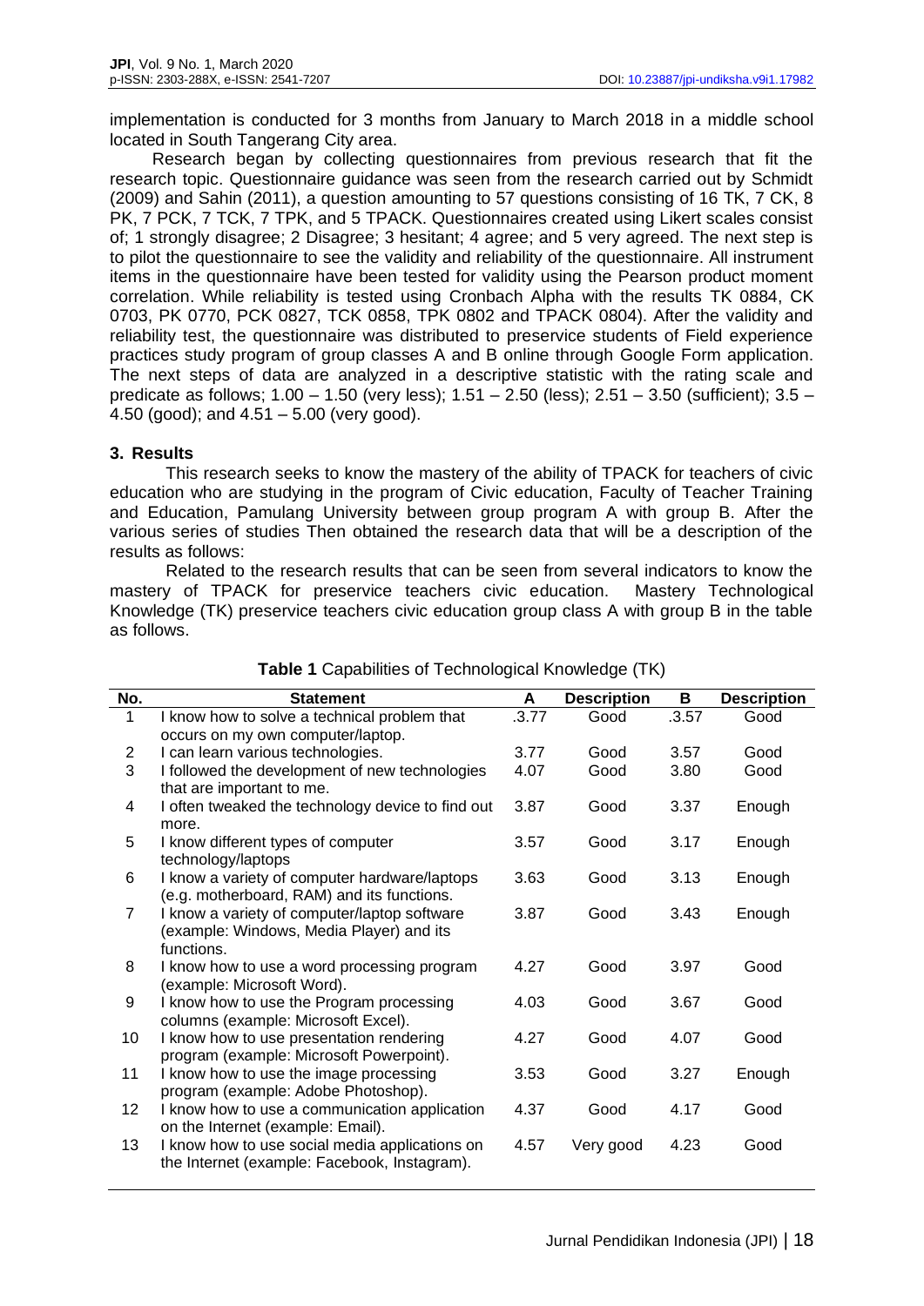implementation is conducted for 3 months from January to March 2018 in a middle school located in South Tangerang City area.

Research began by collecting questionnaires from previous research that fit the research topic. Questionnaire guidance was seen from the research carried out by Schmidt (2009) and Sahin (2011), a question amounting to 57 questions consisting of 16 TK, 7 CK, 8 PK, 7 PCK, 7 TCK, 7 TPK, and 5 TPACK. Questionnaires created using Likert scales consist of; 1 strongly disagree; 2 Disagree; 3 hesitant; 4 agree; and 5 very agreed. The next step is to pilot the questionnaire to see the validity and reliability of the questionnaire. All instrument items in the questionnaire have been tested for validity using the Pearson product moment correlation. While reliability is tested using Cronbach Alpha with the results TK 0884, CK 0703, PK 0770, PCK 0827, TCK 0858, TPK 0802 and TPACK 0804). After the validity and reliability test, the questionnaire was distributed to preservice students of Field experience practices study program of group classes A and B online through Google Form application. The next steps of data are analyzed in a descriptive statistic with the rating scale and predicate as follows; 1.00 – 1.50 (very less); 1.51 – 2.50 (less); 2.51 – 3.50 (sufficient); 3.5 – 4.50 (good); and 4.51 – 5.00 (very good).

## 3. Results

This research seeks to know the mastery of the ability of TPACK for teachers of civic education who are studying in the program of Civic education, Faculty of Teacher Training and Education, Pamulang University between group program A with group B. After the various series of studies Then obtained the research data that will be a description of the results as follows:

Related to the research results that can be seen from several indicators to know the mastery of TPACK for preservice teachers civic education. Mastery Technological Knowledge (TK) preservice teachers civic education group class A with group B in the table as follows.

**Table 1** Capabilities of Technological Knowledge (TK)

| No. | Statement | A | Description | B | Description |
|---|---|---|---|---|---|
| 1 | I know how to solve a technical problem that occurs on my own computer/laptop. | .3.77 | Good | .3.57 | Good |
| 2 | I can learn various technologies. | 3.77 | Good | 3.57 | Good |
| 3 | I followed the development of new technologies that are important to me. | 4.07 | Good | 3.80 | Good |
| 4 | I often tweaked the technology device to find out more. | 3.87 | Good | 3.37 | Enough |
| 5 | I know different types of computer technology/laptops | 3.57 | Good | 3.17 | Enough |
| 6 | I know a variety of computer hardware/laptops (e.g. motherboard, RAM) and its functions. | 3.63 | Good | 3.13 | Enough |
| 7 | I know a variety of computer/laptop software (example: Windows, Media Player) and its functions. | 3.87 | Good | 3.43 | Enough |
| 8 | I know how to use a word processing program (example: Microsoft Word). | 4.27 | Good | 3.97 | Good |
| 9 | I know how to use the Program processing columns (example: Microsoft Excel). | 4.03 | Good | 3.67 | Good |
| 10 | I know how to use presentation rendering program (example: Microsoft Powerpoint). | 4.27 | Good | 4.07 | Good |
| 11 | I know how to use the image processing program (example: Adobe Photoshop). | 3.53 | Good | 3.27 | Enough |
| 12 | I know how to use a communication application on the Internet (example: Email). | 4.37 | Good | 4.17 | Good |
| 13 | I know how to use social media applications on the Internet (example: Facebook, Instagram). | 4.57 | Very good | 4.23 | Good |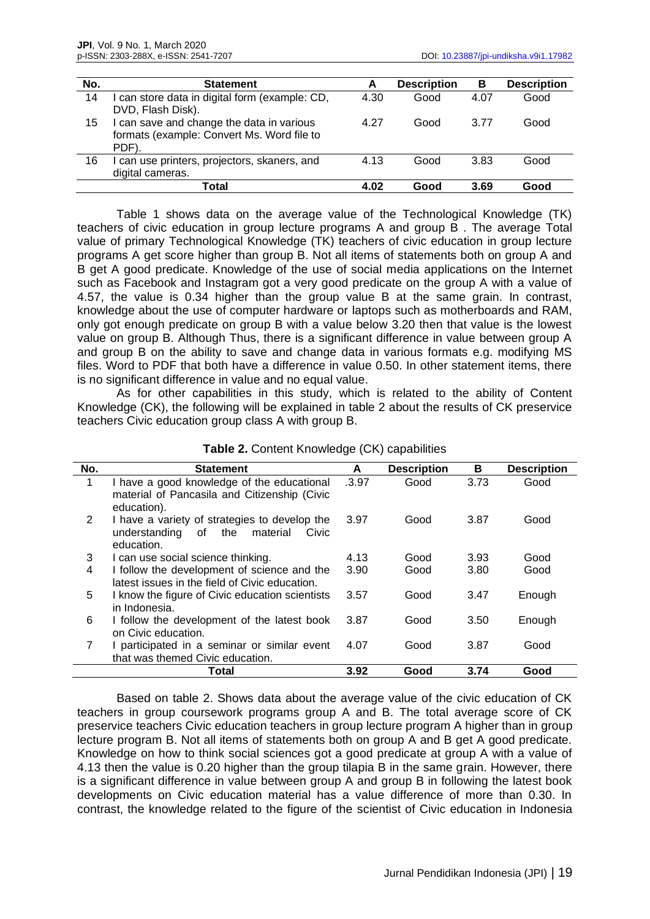| No. | Statement | A | Description | B | Description |
|---|---|---|---|---|---|
| 14 | I can store data in digital form (example: CD, DVD, Flash Disk). | 4.30 | Good | 4.07 | Good |
| 15 | I can save and change the data in various formats (example: Convert Ms. Word file to PDF). | 4.27 | Good | 3.77 | Good |
| 16 | I can use printers, projectors, skaners, and digital cameras. | 4.13 | Good | 3.83 | Good |
| | **Total** | **4.02** | **Good** | **3.69** | **Good** |

Table 1 shows data on the average value of the Technological Knowledge (TK) teachers of civic education in group lecture programs A and group B . The average Total value of primary Technological Knowledge (TK) teachers of civic education in group lecture programs A get score higher than group B. Not all items of statements both on group A and B get A good predicate. Knowledge of the use of social media applications on the Internet such as Facebook and Instagram got a very good predicate on the group A with a value of 4.57, the value is 0.34 higher than the group value B at the same grain. In contrast, knowledge about the use of computer hardware or laptops such as motherboards and RAM, only got enough predicate on group B with a value below 3.20 then that value is the lowest value on group B. Although Thus, there is a significant difference in value between group A and group B on the ability to save and change data in various formats e.g. modifying MS files. Word to PDF that both have a difference in value 0.50. In other statement items, there is no significant difference in value and no equal value.

As for other capabilities in this study, which is related to the ability of Content Knowledge (CK), the following will be explained in table 2 about the results of CK preservice teachers Civic education group class A with group B.

**Table 2.** Content Knowledge (CK) capabilities

| No. | Statement | A | Description | B | Description |
|---|---|---|---|---|---|
| 1 | I have a good knowledge of the educational material of Pancasila and Citizenship (Civic education). | .3.97 | Good | 3.73 | Good |
| 2 | I have a variety of strategies to develop the understanding of the material Civic education. | 3.97 | Good | 3.87 | Good |
| 3 | I can use social science thinking. | 4.13 | Good | 3.93 | Good |
| 4 | I follow the development of science and the latest issues in the field of Civic education. | 3.90 | Good | 3.80 | Good |
| 5 | I know the figure of Civic education scientists in Indonesia. | 3.57 | Good | 3.47 | Enough |
| 6 | I follow the development of the latest book on Civic education. | 3.87 | Good | 3.50 | Enough |
| 7 | I participated in a seminar or similar event that was themed Civic education. | 4.07 | Good | 3.87 | Good |
| | **Total** | **3.92** | **Good** | **3.74** | **Good** |

Based on table 2. Shows data about the average value of the civic education of CK teachers in group coursework programs group A and B. The total average score of CK preservice teachers Civic education teachers in group lecture program A higher than in group lecture program B. Not all items of statements both on group A and B get A good predicate. Knowledge on how to think social sciences got a good predicate at group A with a value of 4.13 then the value is 0.20 higher than the group tilapia B in the same grain. However, there is a significant difference in value between group A and group B in following the latest book developments on Civic education material has a value difference of more than 0.30. In contrast, the knowledge related to the figure of the scientist of Civic education in Indonesia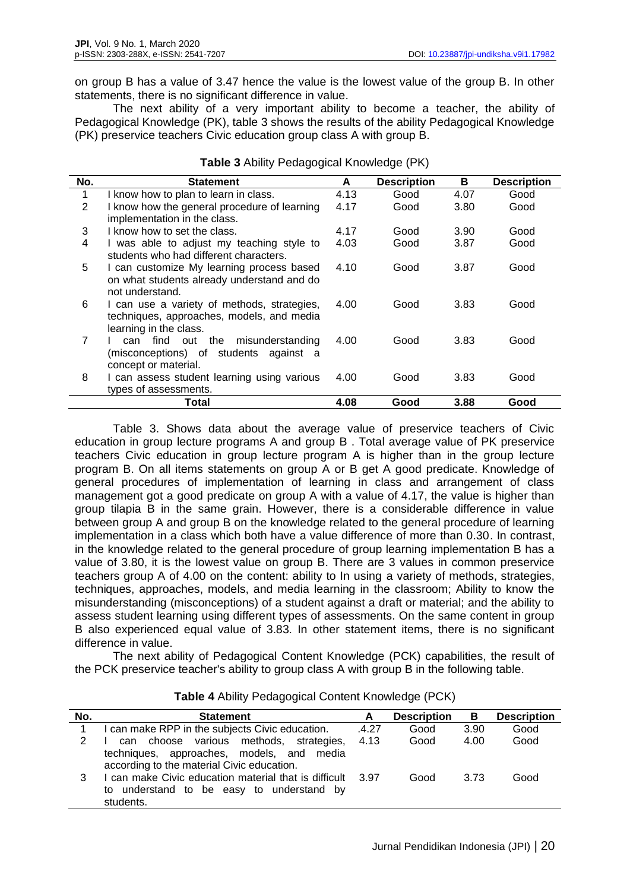on group B has a value of 3.47 hence the value is the lowest value of the group B. In other statements, there is no significant difference in value.

The next ability of a very important ability to become a teacher, the ability of Pedagogical Knowledge (PK), table 3 shows the results of the ability Pedagogical Knowledge (PK) preservice teachers Civic education group class A with group B.

**Table 3** Ability Pedagogical Knowledge (PK)

| No. | Statement | A | Description | B | Description |
|---|---|---|---|---|---|
| 1 | I know how to plan to learn in class. | 4.13 | Good | 4.07 | Good |
| 2 | I know how the general procedure of learning implementation in the class. | 4.17 | Good | 3.80 | Good |
| 3 | I know how to set the class. | 4.17 | Good | 3.90 | Good |
| 4 | I was able to adjust my teaching style to students who had different characters. | 4.03 | Good | 3.87 | Good |
| 5 | I can customize My learning process based on what students already understand and do not understand. | 4.10 | Good | 3.87 | Good |
| 6 | I can use a variety of methods, strategies, techniques, approaches, models, and media learning in the class. | 4.00 | Good | 3.83 | Good |
| 7 | I can find out the misunderstanding (misconceptions) of students against a concept or material. | 4.00 | Good | 3.83 | Good |
| 8 | I can assess student learning using various types of assessments. | 4.00 | Good | 3.83 | Good |
| | **Total** | **4.08** | **Good** | **3.88** | **Good** |

Table 3. Shows data about the average value of preservice teachers of Civic education in group lecture programs A and group B . Total average value of PK preservice teachers Civic education in group lecture program A is higher than in the group lecture program B. On all items statements on group A or B get A good predicate. Knowledge of general procedures of implementation of learning in class and arrangement of class management got a good predicate on group A with a value of 4.17, the value is higher than group tilapia B in the same grain. However, there is a considerable difference in value between group A and group B on the knowledge related to the general procedure of learning implementation in a class which both have a value difference of more than 0.30. In contrast, in the knowledge related to the general procedure of group learning implementation B has a value of 3.80, it is the lowest value on group B. There are 3 values in common preservice teachers group A of 4.00 on the content: ability to In using a variety of methods, strategies, techniques, approaches, models, and media learning in the classroom; Ability to know the misunderstanding (misconceptions) of a student against a draft or material; and the ability to assess student learning using different types of assessments. On the same content in group B also experienced equal value of 3.83. In other statement items, there is no significant difference in value.

The next ability of Pedagogical Content Knowledge (PCK) capabilities, the result of the PCK preservice teacher's ability to group class A with group B in the following table.

**Table 4** Ability Pedagogical Content Knowledge (PCK)

| No. | Statement | A | Description | B | Description |
|---|---|---|---|---|---|
| 1 | I can make RPP in the subjects Civic education. | .4.27 | Good | 3.90 | Good |
| 2 | I can choose various methods, strategies, techniques, approaches, models, and media according to the material Civic education. | 4.13 | Good | 4.00 | Good |
| 3 | I can make Civic education material that is difficult to understand to be easy to understand by students. | 3.97 | Good | 3.73 | Good |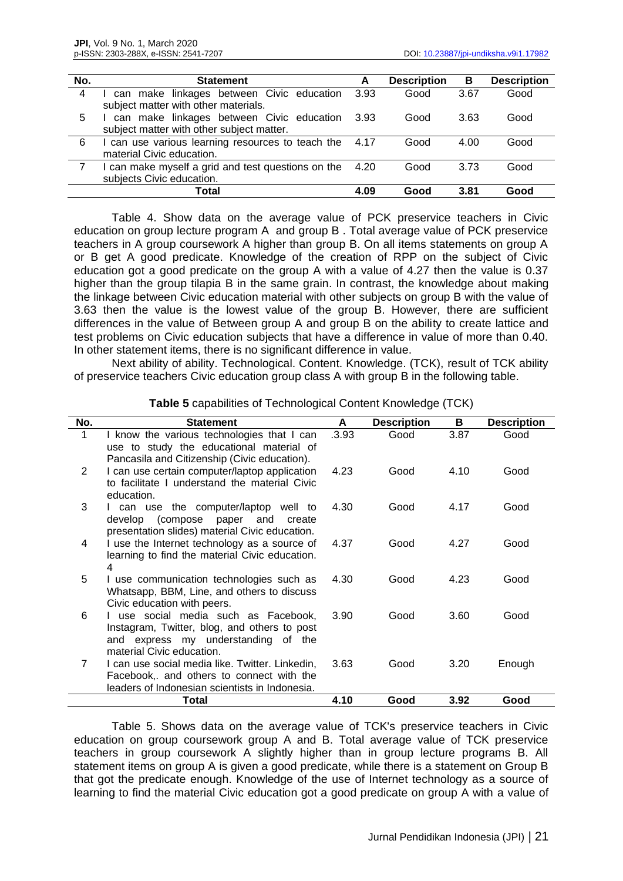| No. | Statement | A | Description | B | Description |
|---|---|---|---|---|---|
| 4 | I can make linkages between Civic education subject matter with other materials. | 3.93 | Good | 3.67 | Good |
| 5 | I can make linkages between Civic education subject matter with other subject matter. | 3.93 | Good | 3.63 | Good |
| 6 | I can use various learning resources to teach the material Civic education. | 4.17 | Good | 4.00 | Good |
| 7 | I can make myself a grid and test questions on the subjects Civic education. | 4.20 | Good | 3.73 | Good |
| | **Total** | **4.09** | **Good** | **3.81** | **Good** |

Table 4. Show data on the average value of PCK preservice teachers in Civic education on group lecture program A and group B . Total average value of PCK preservice teachers in A group coursework A higher than group B. On all items statements on group A or B get A good predicate. Knowledge of the creation of RPP on the subject of Civic education got a good predicate on the group A with a value of 4.27 then the value is 0.37 higher than the group tilapia B in the same grain. In contrast, the knowledge about making the linkage between Civic education material with other subjects on group B with the value of 3.63 then the value is the lowest value of the group B. However, there are sufficient differences in the value of Between group A and group B on the ability to create lattice and test problems on Civic education subjects that have a difference in value of more than 0.40. In other statement items, there is no significant difference in value.

Next ability of ability. Technological. Content. Knowledge. (TCK), result of TCK ability of preservice teachers Civic education group class A with group B in the following table.

**Table 5** capabilities of Technological Content Knowledge (TCK)

| No. | Statement | A | Description | B | Description |
|---|---|---|---|---|---|
| 1 | I know the various technologies that I can use to study the educational material of Pancasila and Citizenship (Civic education). | .3.93 | Good | 3.87 | Good |
| 2 | I can use certain computer/laptop application to facilitate I understand the material Civic education. | 4.23 | Good | 4.10 | Good |
| 3 | I can use the computer/laptop well to develop (compose paper and create presentation slides) material Civic education. | 4.30 | Good | 4.17 | Good |
| 4 | I use the Internet technology as a source of learning to find the material Civic education. 4 | 4.37 | Good | 4.27 | Good |
| 5 | I use communication technologies such as Whatsapp, BBM, Line, and others to discuss Civic education with peers. | 4.30 | Good | 4.23 | Good |
| 6 | I use social media such as Facebook, Instagram, Twitter, blog, and others to post and express my understanding of the material Civic education. | 3.90 | Good | 3.60 | Good |
| 7 | I can use social media like. Twitter. Linkedin, Facebook,. and others to connect with the leaders of Indonesian scientists in Indonesia. | 3.63 | Good | 3.20 | Enough |
| | **Total** | **4.10** | **Good** | **3.92** | **Good** |

Table 5. Shows data on the average value of TCK's preservice teachers in Civic education on group coursework group A and B. Total average value of TCK preservice teachers in group coursework A slightly higher than in group lecture programs B. All statement items on group A is given a good predicate, while there is a statement on Group B that got the predicate enough. Knowledge of the use of Internet technology as a source of learning to find the material Civic education got a good predicate on group A with a value of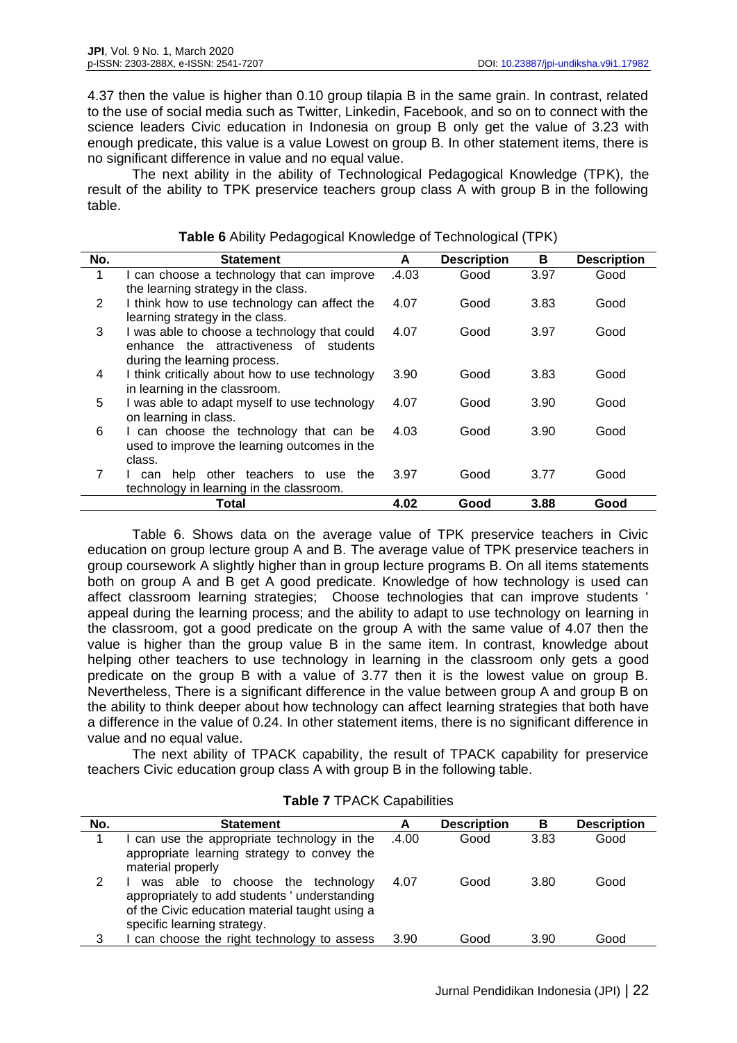4.37 then the value is higher than 0.10 group tilapia B in the same grain. In contrast, related to the use of social media such as Twitter, Linkedin, Facebook, and so on to connect with the science leaders Civic education in Indonesia on group B only get the value of 3.23 with enough predicate, this value is a value Lowest on group B. In other statement items, there is no significant difference in value and no equal value.

The next ability in the ability of Technological Pedagogical Knowledge (TPK), the result of the ability to TPK preservice teachers group class A with group B in the following table.

**Table 6** Ability Pedagogical Knowledge of Technological (TPK)

| No. | Statement | A | Description | B | Description |
|---|---|---|---|---|---|
| 1 | I can choose a technology that can improve the learning strategy in the class. | .4.03 | Good | 3.97 | Good |
| 2 | I think how to use technology can affect the learning strategy in the class. | 4.07 | Good | 3.83 | Good |
| 3 | I was able to choose a technology that could enhance the attractiveness of students during the learning process. | 4.07 | Good | 3.97 | Good |
| 4 | I think critically about how to use technology in learning in the classroom. | 3.90 | Good | 3.83 | Good |
| 5 | I was able to adapt myself to use technology on learning in class. | 4.07 | Good | 3.90 | Good |
| 6 | I can choose the technology that can be used to improve the learning outcomes in the class. | 4.03 | Good | 3.90 | Good |
| 7 | I can help other teachers to use the technology in learning in the classroom. | 3.97 | Good | 3.77 | Good |
| | **Total** | **4.02** | **Good** | **3.88** | **Good** |

Table 6. Shows data on the average value of TPK preservice teachers in Civic education on group lecture group A and B. The average value of TPK preservice teachers in group coursework A slightly higher than in group lecture programs B. On all items statements both on group A and B get A good predicate. Knowledge of how technology is used can affect classroom learning strategies; Choose technologies that can improve students ' appeal during the learning process; and the ability to adapt to use technology on learning in the classroom, got a good predicate on the group A with the same value of 4.07 then the value is higher than the group value B in the same item. In contrast, knowledge about helping other teachers to use technology in learning in the classroom only gets a good predicate on the group B with a value of 3.77 then it is the lowest value on group B. Nevertheless, There is a significant difference in the value between group A and group B on the ability to think deeper about how technology can affect learning strategies that both have a difference in the value of 0.24. In other statement items, there is no significant difference in value and no equal value.

The next ability of TPACK capability, the result of TPACK capability for preservice teachers Civic education group class A with group B in the following table.

**Table 7** TPACK Capabilities

| No. | Statement | A | Description | B | Description |
|---|---|---|---|---|---|
| 1 | I can use the appropriate technology in the appropriate learning strategy to convey the material properly | .4.00 | Good | 3.83 | Good |
| 2 | I was able to choose the technology appropriately to add students ' understanding of the Civic education material taught using a specific learning strategy. | 4.07 | Good | 3.80 | Good |
| 3 | I can choose the right technology to assess | 3.90 | Good | 3.90 | Good |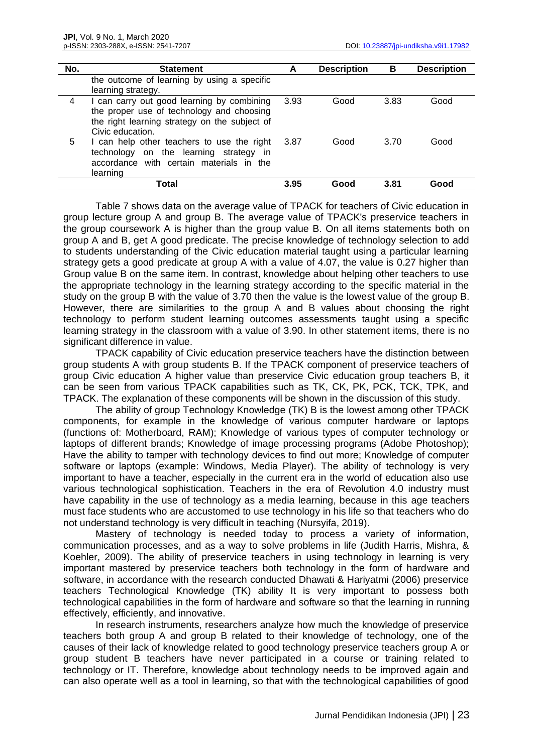| No. | Statement | A | Description | B | Description |
|---|---|---|---|---|---|
| | the outcome of learning by using a specific learning strategy. | | | | |
| 4 | I can carry out good learning by combining the proper use of technology and choosing the right learning strategy on the subject of Civic education. | 3.93 | Good | 3.83 | Good |
| 5 | I can help other teachers to use the right technology on the learning strategy in accordance with certain materials in the learning | 3.87 | Good | 3.70 | Good |
| | **Total** | **3.95** | **Good** | **3.81** | **Good** |

Table 7 shows data on the average value of TPACK for teachers of Civic education in group lecture group A and group B. The average value of TPACK's preservice teachers in the group coursework A is higher than the group value B. On all items statements both on group A and B, get A good predicate. The precise knowledge of technology selection to add to students understanding of the Civic education material taught using a particular learning strategy gets a good predicate at group A with a value of 4.07, the value is 0.27 higher than Group value B on the same item. In contrast, knowledge about helping other teachers to use the appropriate technology in the learning strategy according to the specific material in the study on the group B with the value of 3.70 then the value is the lowest value of the group B. However, there are similarities to the group A and B values about choosing the right technology to perform student learning outcomes assessments taught using a specific learning strategy in the classroom with a value of 3.90. In other statement items, there is no significant difference in value.

TPACK capability of Civic education preservice teachers have the distinction between group students A with group students B. If the TPACK component of preservice teachers of group Civic education A higher value than preservice Civic education group teachers B, it can be seen from various TPACK capabilities such as TK, CK, PK, PCK, TCK, TPK, and TPACK. The explanation of these components will be shown in the discussion of this study.

The ability of group Technology Knowledge (TK) B is the lowest among other TPACK components, for example in the knowledge of various computer hardware or laptops (functions of: Motherboard, RAM); Knowledge of various types of computer technology or laptops of different brands; Knowledge of image processing programs (Adobe Photoshop); Have the ability to tamper with technology devices to find out more; Knowledge of computer software or laptops (example: Windows, Media Player). The ability of technology is very important to have a teacher, especially in the current era in the world of education also use various technological sophistication. Teachers in the era of Revolution 4.0 industry must have capability in the use of technology as a media learning, because in this age teachers must face students who are accustomed to use technology in his life so that teachers who do not understand technology is very difficult in teaching (Nursyifa, 2019).

Mastery of technology is needed today to process a variety of information, communication processes, and as a way to solve problems in life (Judith Harris, Mishra, & Koehler, 2009). The ability of preservice teachers in using technology in learning is very important mastered by preservice teachers both technology in the form of hardware and software, in accordance with the research conducted Dhawati & Hariyatmi (2006) preservice teachers Technological Knowledge (TK) ability It is very important to possess both technological capabilities in the form of hardware and software so that the learning in running effectively, efficiently, and innovative.

In research instruments, researchers analyze how much the knowledge of preservice teachers both group A and group B related to their knowledge of technology, one of the causes of their lack of knowledge related to good technology preservice teachers group A or group student B teachers have never participated in a course or training related to technology or IT. Therefore, knowledge about technology needs to be improved again and can also operate well as a tool in learning, so that with the technological capabilities of good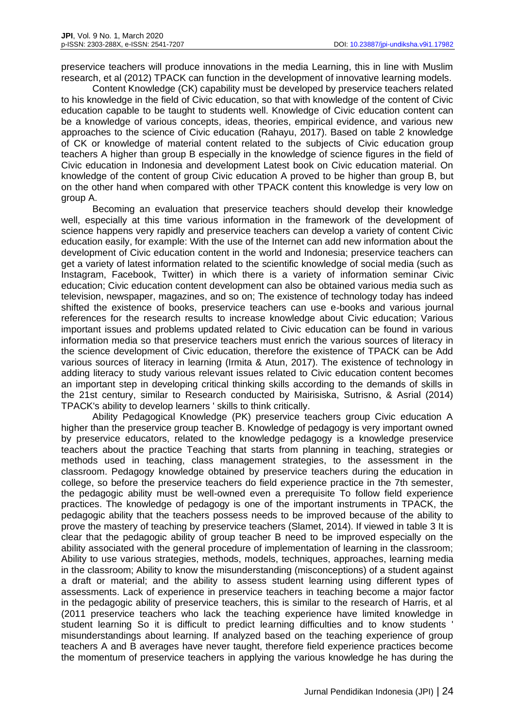preservice teachers will produce innovations in the media Learning, this in line with Muslim research, et al (2012) TPACK can function in the development of innovative learning models.

Content Knowledge (CK) capability must be developed by preservice teachers related to his knowledge in the field of Civic education, so that with knowledge of the content of Civic education capable to be taught to students well. Knowledge of Civic education content can be a knowledge of various concepts, ideas, theories, empirical evidence, and various new approaches to the science of Civic education (Rahayu, 2017). Based on table 2 knowledge of CK or knowledge of material content related to the subjects of Civic education group teachers A higher than group B especially in the knowledge of science figures in the field of Civic education in Indonesia and development Latest book on Civic education material. On knowledge of the content of group Civic education A proved to be higher than group B, but on the other hand when compared with other TPACK content this knowledge is very low on group A.

Becoming an evaluation that preservice teachers should develop their knowledge well, especially at this time various information in the framework of the development of science happens very rapidly and preservice teachers can develop a variety of content Civic education easily, for example: With the use of the Internet can add new information about the development of Civic education content in the world and Indonesia; preservice teachers can get a variety of latest information related to the scientific knowledge of social media (such as Instagram, Facebook, Twitter) in which there is a variety of information seminar Civic education; Civic education content development can also be obtained various media such as television, newspaper, magazines, and so on; The existence of technology today has indeed shifted the existence of books, preservice teachers can use e-books and various journal references for the research results to increase knowledge about Civic education; Various important issues and problems updated related to Civic education can be found in various information media so that preservice teachers must enrich the various sources of literacy in the science development of Civic education, therefore the existence of TPACK can be Add various sources of literacy in learning (Irmita & Atun, 2017). The existence of technology in adding literacy to study various relevant issues related to Civic education content becomes an important step in developing critical thinking skills according to the demands of skills in the 21st century, similar to Research conducted by Mairisiska, Sutrisno, & Asrial (2014) TPACK's ability to develop learners ' skills to think critically.

Ability Pedagogical Knowledge (PK) preservice teachers group Civic education A higher than the preservice group teacher B. Knowledge of pedagogy is very important owned by preservice educators, related to the knowledge pedagogy is a knowledge preservice teachers about the practice Teaching that starts from planning in teaching, strategies or methods used in teaching, class management strategies, to the assessment in the classroom. Pedagogy knowledge obtained by preservice teachers during the education in college, so before the preservice teachers do field experience practice in the 7th semester, the pedagogic ability must be well-owned even a prerequisite To follow field experience practices. The knowledge of pedagogy is one of the important instruments in TPACK, the pedagogic ability that the teachers possess needs to be improved because of the ability to prove the mastery of teaching by preservice teachers (Slamet, 2014). If viewed in table 3 It is clear that the pedagogic ability of group teacher B need to be improved especially on the ability associated with the general procedure of implementation of learning in the classroom; Ability to use various strategies, methods, models, techniques, approaches, learning media in the classroom; Ability to know the misunderstanding (misconceptions) of a student against a draft or material; and the ability to assess student learning using different types of assessments. Lack of experience in preservice teachers in teaching become a major factor in the pedagogic ability of preservice teachers, this is similar to the research of Harris, et al (2011 preservice teachers who lack the teaching experience have limited knowledge in student learning So it is difficult to predict learning difficulties and to know students ' misunderstandings about learning. If analyzed based on the teaching experience of group teachers A and B averages have never taught, therefore field experience practices become the momentum of preservice teachers in applying the various knowledge he has during the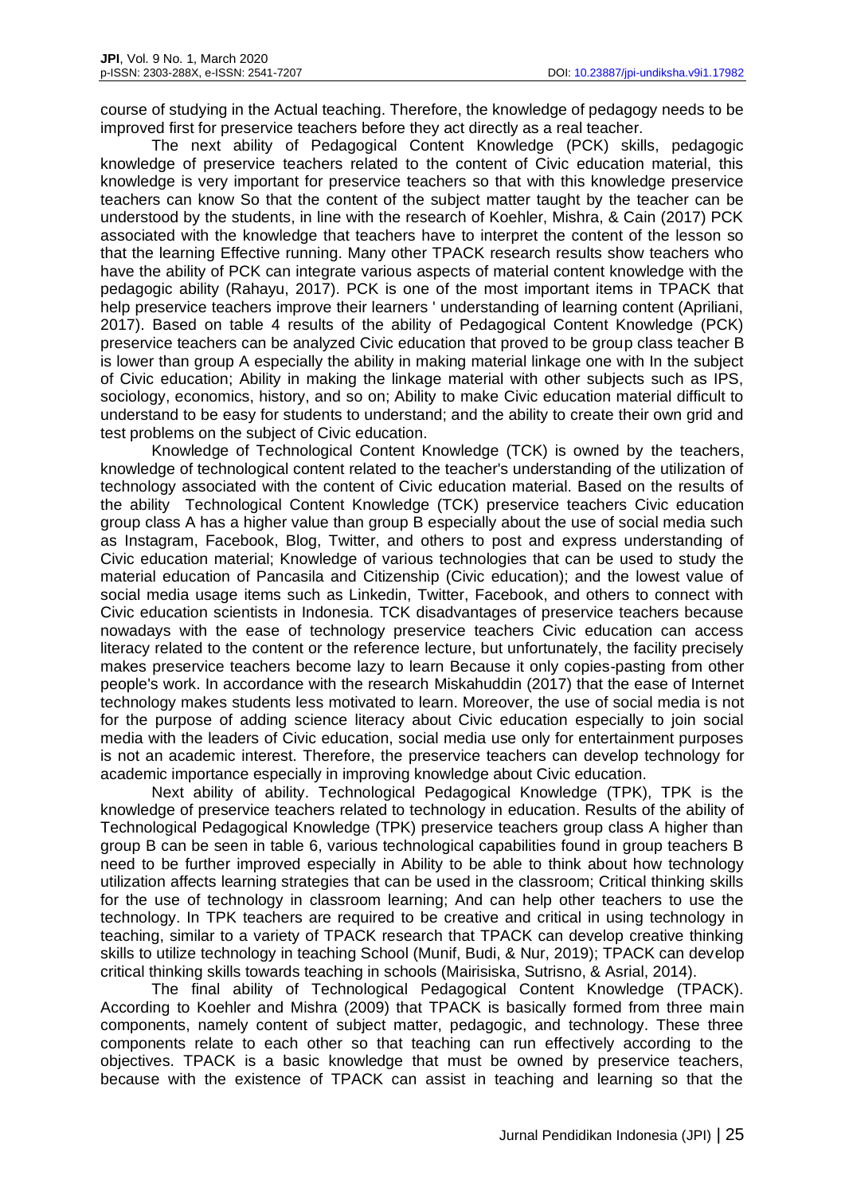course of studying in the Actual teaching. Therefore, the knowledge of pedagogy needs to be improved first for preservice teachers before they act directly as a real teacher.

The next ability of Pedagogical Content Knowledge (PCK) skills, pedagogic knowledge of preservice teachers related to the content of Civic education material, this knowledge is very important for preservice teachers so that with this knowledge preservice teachers can know So that the content of the subject matter taught by the teacher can be understood by the students, in line with the research of Koehler, Mishra, & Cain (2017) PCK associated with the knowledge that teachers have to interpret the content of the lesson so that the learning Effective running. Many other TPACK research results show teachers who have the ability of PCK can integrate various aspects of material content knowledge with the pedagogic ability (Rahayu, 2017). PCK is one of the most important items in TPACK that help preservice teachers improve their learners ' understanding of learning content (Apriliani, 2017). Based on table 4 results of the ability of Pedagogical Content Knowledge (PCK) preservice teachers can be analyzed Civic education that proved to be group class teacher B is lower than group A especially the ability in making material linkage one with In the subject of Civic education; Ability in making the linkage material with other subjects such as IPS, sociology, economics, history, and so on; Ability to make Civic education material difficult to understand to be easy for students to understand; and the ability to create their own grid and test problems on the subject of Civic education.

Knowledge of Technological Content Knowledge (TCK) is owned by the teachers, knowledge of technological content related to the teacher's understanding of the utilization of technology associated with the content of Civic education material. Based on the results of the ability Technological Content Knowledge (TCK) preservice teachers Civic education group class A has a higher value than group B especially about the use of social media such as Instagram, Facebook, Blog, Twitter, and others to post and express understanding of Civic education material; Knowledge of various technologies that can be used to study the material education of Pancasila and Citizenship (Civic education); and the lowest value of social media usage items such as Linkedin, Twitter, Facebook, and others to connect with Civic education scientists in Indonesia. TCK disadvantages of preservice teachers because nowadays with the ease of technology preservice teachers Civic education can access literacy related to the content or the reference lecture, but unfortunately, the facility precisely makes preservice teachers become lazy to learn Because it only copies-pasting from other people's work. In accordance with the research Miskahuddin (2017) that the ease of Internet technology makes students less motivated to learn. Moreover, the use of social media is not for the purpose of adding science literacy about Civic education especially to join social media with the leaders of Civic education, social media use only for entertainment purposes is not an academic interest. Therefore, the preservice teachers can develop technology for academic importance especially in improving knowledge about Civic education.

Next ability of ability. Technological Pedagogical Knowledge (TPK), TPK is the knowledge of preservice teachers related to technology in education. Results of the ability of Technological Pedagogical Knowledge (TPK) preservice teachers group class A higher than group B can be seen in table 6, various technological capabilities found in group teachers B need to be further improved especially in Ability to be able to think about how technology utilization affects learning strategies that can be used in the classroom; Critical thinking skills for the use of technology in classroom learning; And can help other teachers to use the technology. In TPK teachers are required to be creative and critical in using technology in teaching, similar to a variety of TPACK research that TPACK can develop creative thinking skills to utilize technology in teaching School (Munif, Budi, & Nur, 2019); TPACK can develop critical thinking skills towards teaching in schools (Mairisiska, Sutrisno, & Asrial, 2014).

The final ability of Technological Pedagogical Content Knowledge (TPACK). According to Koehler and Mishra (2009) that TPACK is basically formed from three main components, namely content of subject matter, pedagogic, and technology. These three components relate to each other so that teaching can run effectively according to the objectives. TPACK is a basic knowledge that must be owned by preservice teachers, because with the existence of TPACK can assist in teaching and learning so that the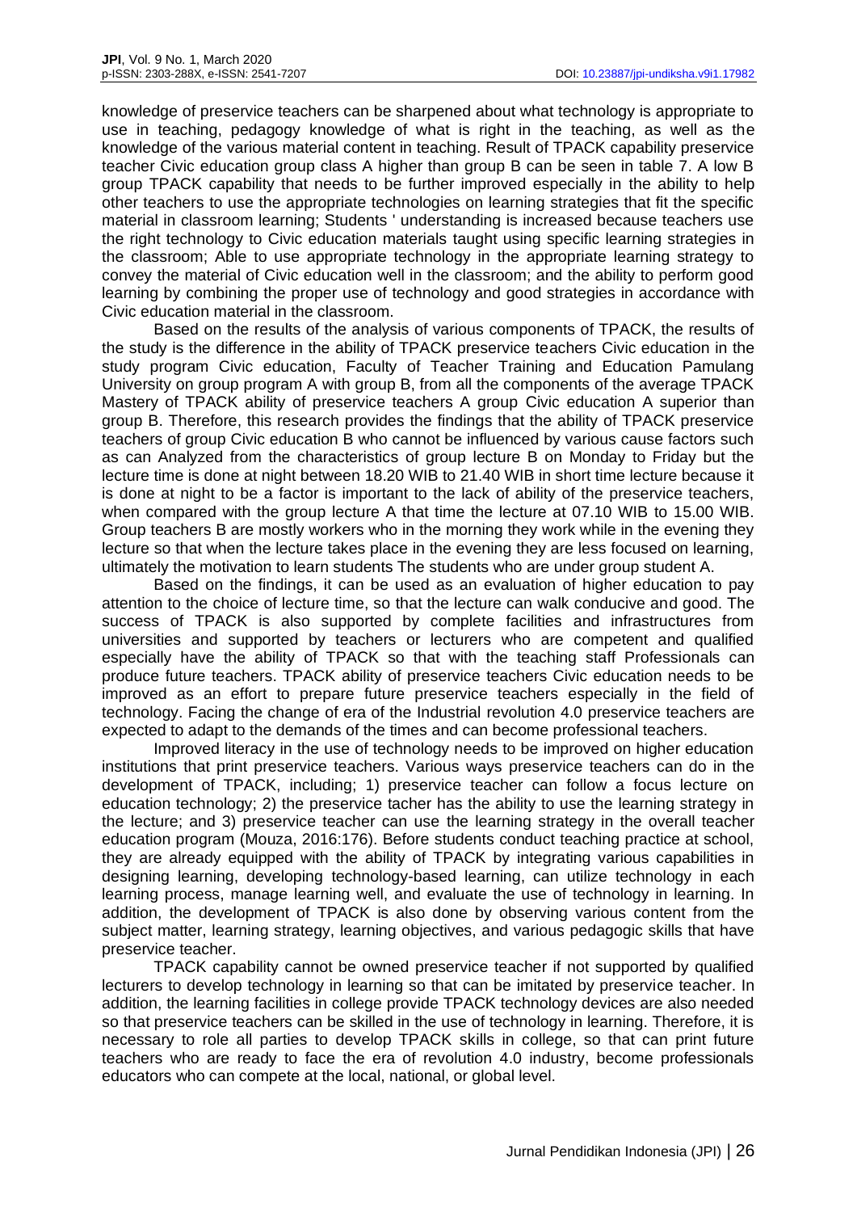knowledge of preservice teachers can be sharpened about what technology is appropriate to use in teaching, pedagogy knowledge of what is right in the teaching, as well as the knowledge of the various material content in teaching. Result of TPACK capability preservice teacher Civic education group class A higher than group B can be seen in table 7. A low B group TPACK capability that needs to be further improved especially in the ability to help other teachers to use the appropriate technologies on learning strategies that fit the specific material in classroom learning; Students ' understanding is increased because teachers use the right technology to Civic education materials taught using specific learning strategies in the classroom; Able to use appropriate technology in the appropriate learning strategy to convey the material of Civic education well in the classroom; and the ability to perform good learning by combining the proper use of technology and good strategies in accordance with Civic education material in the classroom.

Based on the results of the analysis of various components of TPACK, the results of the study is the difference in the ability of TPACK preservice teachers Civic education in the study program Civic education, Faculty of Teacher Training and Education Pamulang University on group program A with group B, from all the components of the average TPACK Mastery of TPACK ability of preservice teachers A group Civic education A superior than group B. Therefore, this research provides the findings that the ability of TPACK preservice teachers of group Civic education B who cannot be influenced by various cause factors such as can Analyzed from the characteristics of group lecture B on Monday to Friday but the lecture time is done at night between 18.20 WIB to 21.40 WIB in short time lecture because it is done at night to be a factor is important to the lack of ability of the preservice teachers, when compared with the group lecture A that time the lecture at 07.10 WIB to 15.00 WIB. Group teachers B are mostly workers who in the morning they work while in the evening they lecture so that when the lecture takes place in the evening they are less focused on learning, ultimately the motivation to learn students The students who are under group student A.

Based on the findings, it can be used as an evaluation of higher education to pay attention to the choice of lecture time, so that the lecture can walk conducive and good. The success of TPACK is also supported by complete facilities and infrastructures from universities and supported by teachers or lecturers who are competent and qualified especially have the ability of TPACK so that with the teaching staff Professionals can produce future teachers. TPACK ability of preservice teachers Civic education needs to be improved as an effort to prepare future preservice teachers especially in the field of technology. Facing the change of era of the Industrial revolution 4.0 preservice teachers are expected to adapt to the demands of the times and can become professional teachers.

Improved literacy in the use of technology needs to be improved on higher education institutions that print preservice teachers. Various ways preservice teachers can do in the development of TPACK, including; 1) preservice teacher can follow a focus lecture on education technology; 2) the preservice tacher has the ability to use the learning strategy in the lecture; and 3) preservice teacher can use the learning strategy in the overall teacher education program (Mouza, 2016:176). Before students conduct teaching practice at school, they are already equipped with the ability of TPACK by integrating various capabilities in designing learning, developing technology-based learning, can utilize technology in each learning process, manage learning well, and evaluate the use of technology in learning. In addition, the development of TPACK is also done by observing various content from the subject matter, learning strategy, learning objectives, and various pedagogic skills that have preservice teacher.

TPACK capability cannot be owned preservice teacher if not supported by qualified lecturers to develop technology in learning so that can be imitated by preservice teacher. In addition, the learning facilities in college provide TPACK technology devices are also needed so that preservice teachers can be skilled in the use of technology in learning. Therefore, it is necessary to role all parties to develop TPACK skills in college, so that can print future teachers who are ready to face the era of revolution 4.0 industry, become professionals educators who can compete at the local, national, or global level.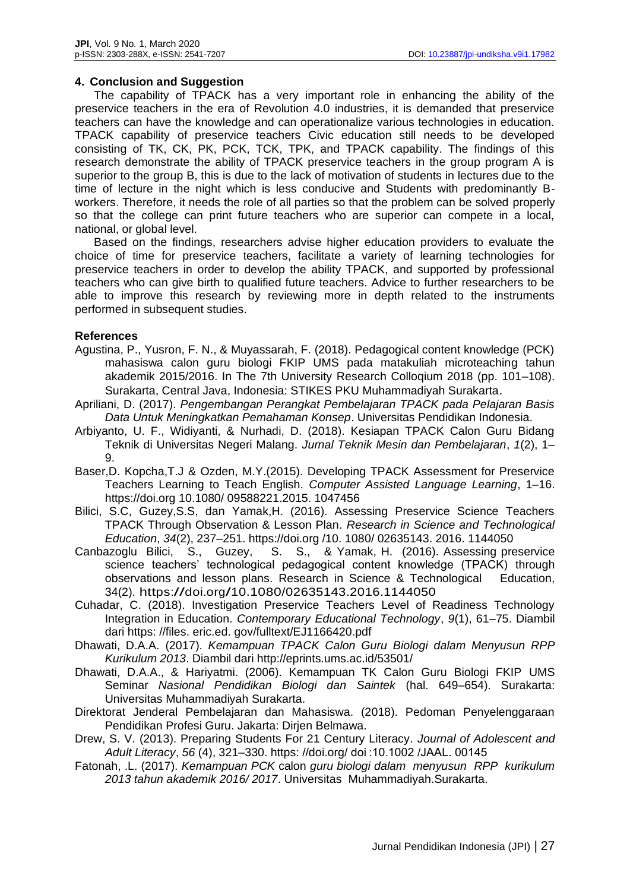## 4. Conclusion and Suggestion

The capability of TPACK has a very important role in enhancing the ability of the preservice teachers in the era of Revolution 4.0 industries, it is demanded that preservice teachers can have the knowledge and can operationalize various technologies in education. TPACK capability of preservice teachers Civic education still needs to be developed consisting of TK, CK, PK, PCK, TCK, TPK, and TPACK capability. The findings of this research demonstrate the ability of TPACK preservice teachers in the group program A is superior to the group B, this is due to the lack of motivation of students in lectures due to the time of lecture in the night which is less conducive and Students with predominantly B-workers. Therefore, it needs the role of all parties so that the problem can be solved properly so that the college can print future teachers who are superior can compete in a local, national, or global level.

Based on the findings, researchers advise higher education providers to evaluate the choice of time for preservice teachers, facilitate a variety of learning technologies for preservice teachers in order to develop the ability TPACK, and supported by professional teachers who can give birth to qualified future teachers. Advice to further researchers to be able to improve this research by reviewing more in depth related to the instruments performed in subsequent studies.

## References

Agustina, P., Yusron, F. N., & Muyassarah, F. (2018). Pedagogical content knowledge (PCK) mahasiswa calon guru biologi FKIP UMS pada matakuliah microteaching tahun akademik 2015/2016. In The 7th University Research Colloqium 2018 (pp. 101–108). Surakarta, Central Java, Indonesia: STIKES PKU Muhammadiyah Surakarta.

Apriliani, D. (2017). *Pengembangan Perangkat Pembelajaran TPACK pada Pelajaran Basis Data Untuk Meningkatkan Pemahaman Konsep*. Universitas Pendidikan Indonesia.

Arbiyanto, U. F., Widiyanti, & Nurhadi, D. (2018). Kesiapan TPACK Calon Guru Bidang Teknik di Universitas Negeri Malang. *Jurnal Teknik Mesin dan Pembelajaran*, *1*(2), 1–9.

Baser,D. Kopcha,T.J & Ozden, M.Y.(2015). Developing TPACK Assessment for Preservice Teachers Learning to Teach English. *Computer Assisted Language Learning*, 1–16. https://doi.org 10.1080/ 09588221.2015. 1047456

Bilici, S.C, Guzey,S.S, dan Yamak,H. (2016). Assessing Preservice Science Teachers TPACK Through Observation & Lesson Plan. *Research in Science and Technological Education*, *34*(2), 237–251. https://doi.org /10. 1080/ 02635143. 2016. 1144050

Canbazoglu Bilici, S., Guzey, S. S., & Yamak, H. (2016). Assessing preservice science teachers' technological pedagogical content knowledge (TPACK) through observations and lesson plans. Research in Science & Technological Education, 34(2). https://doi.org/10.1080/02635143.2016.1144050

Cuhadar, C. (2018). Investigation Preservice Teachers Level of Readiness Technology Integration in Education. *Contemporary Educational Technology*, *9*(1), 61–75. Diambil dari https: //files. eric.ed. gov/fulltext/EJ1166420.pdf

Dhawati, D.A.A. (2017). *Kemampuan TPACK Calon Guru Biologi dalam Menyusun RPP Kurikulum 2013*. Diambil dari http://eprints.ums.ac.id/53501/

Dhawati, D.A.A., & Hariyatmi. (2006). Kemampuan TK Calon Guru Biologi FKIP UMS Seminar *Nasional Pendidikan Biologi dan Saintek* (hal. 649–654). Surakarta: Universitas Muhammadiyah Surakarta.

Direktorat Jenderal Pembelajaran dan Mahasiswa. (2018). Pedoman Penyelenggaraan Pendidikan Profesi Guru. Jakarta: Dirjen Belmawa.

Drew, S. V. (2013). Preparing Students For 21 Century Literacy. *Journal of Adolescent and Adult Literacy*, *56* (4), 321–330. https: //doi.org/ doi :10.1002 /JAAL. 00145

Fatonah, .L. (2017). *Kemampuan PCK* calon *guru biologi dalam menyusun RPP kurikulum 2013 tahun akademik 2016/ 2017*. Universitas Muhammadiyah.Surakarta.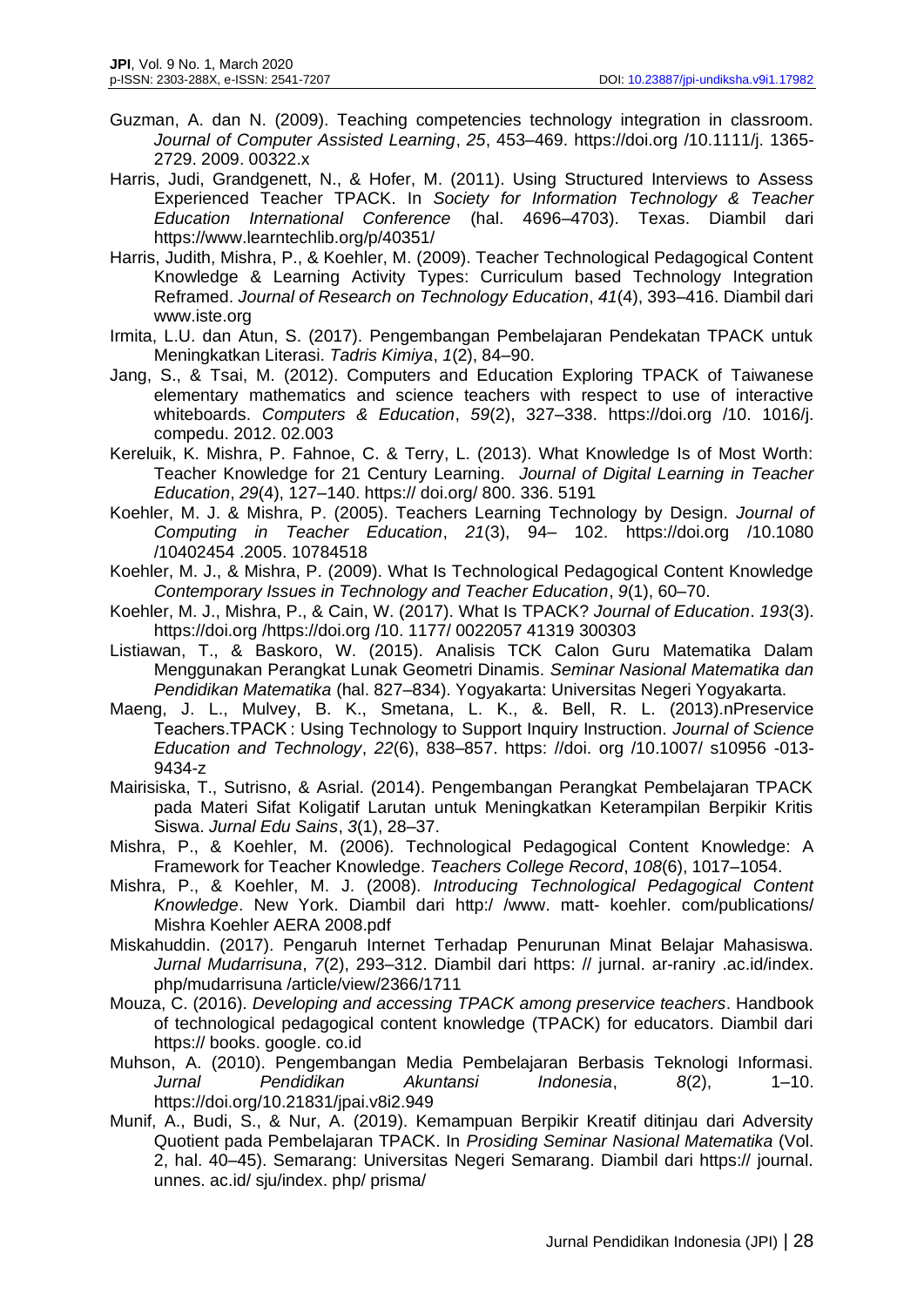Guzman, A. dan N. (2009). Teaching competencies technology integration in classroom. *Journal of Computer Assisted Learning*, *25*, 453–469. https://doi.org /10.1111/j. 1365-2729. 2009. 00322.x

Harris, Judi, Grandgenett, N., & Hofer, M. (2011). Using Structured Interviews to Assess Experienced Teacher TPACK. In *Society for Information Technology & Teacher Education International Conference* (hal. 4696–4703). Texas. Diambil dari https://www.learntechlib.org/p/40351/

Harris, Judith, Mishra, P., & Koehler, M. (2009). Teacher Technological Pedagogical Content Knowledge & Learning Activity Types: Curriculum based Technology Integration Reframed. *Journal of Research on Technology Education*, *41*(4), 393–416. Diambil dari www.iste.org

Irmita, L.U. dan Atun, S. (2017). Pengembangan Pembelajaran Pendekatan TPACK untuk Meningkatkan Literasi. *Tadris Kimiya*, *1*(2), 84–90.

Jang, S., & Tsai, M. (2012). Computers and Education Exploring TPACK of Taiwanese elementary mathematics and science teachers with respect to use of interactive whiteboards. *Computers & Education*, *59*(2), 327–338. https://doi.org /10. 1016/j. compedu. 2012. 02.003

Kereluik, K. Mishra, P. Fahnoe, C. & Terry, L. (2013). What Knowledge Is of Most Worth: Teacher Knowledge for 21 Century Learning. *Journal of Digital Learning in Teacher Education*, *29*(4), 127–140. https:// doi.org/ 800. 336. 5191

Koehler, M. J. & Mishra, P. (2005). Teachers Learning Technology by Design. *Journal of Computing in Teacher Education*, *21*(3), 94– 102. https://doi.org /10.1080 /10402454 .2005. 10784518

Koehler, M. J., & Mishra, P. (2009). What Is Technological Pedagogical Content Knowledge *Contemporary Issues in Technology and Teacher Education*, *9*(1), 60–70.

Koehler, M. J., Mishra, P., & Cain, W. (2017). What Is TPACK? *Journal of Education*. *193*(3). https://doi.org /https://doi.org /10. 1177/ 0022057 41319 300303

Listiawan, T., & Baskoro, W. (2015). Analisis TCK Calon Guru Matematika Dalam Menggunakan Perangkat Lunak Geometri Dinamis. *Seminar Nasional Matematika dan Pendidikan Matematika* (hal. 827–834). Yogyakarta: Universitas Negeri Yogyakarta.

Maeng, J. L., Mulvey, B. K., Smetana, L. K., &. Bell, R. L. (2013).nPreservice Teachers.TPACK : Using Technology to Support Inquiry Instruction. *Journal of Science Education and Technology*, *22*(6), 838–857. https: //doi. org /10.1007/ s10956 -013-9434-z

Mairisiska, T., Sutrisno, & Asrial. (2014). Pengembangan Perangkat Pembelajaran TPACK pada Materi Sifat Koligatif Larutan untuk Meningkatkan Keterampilan Berpikir Kritis Siswa. *Jurnal Edu Sains*, *3*(1), 28–37.

Mishra, P., & Koehler, M. (2006). Technological Pedagogical Content Knowledge: A Framework for Teacher Knowledge. *Teachers College Record*, *108*(6), 1017–1054.

Mishra, P., & Koehler, M. J. (2008). *Introducing Technological Pedagogical Content Knowledge*. New York. Diambil dari http:/ /www. matt- koehler. com/publications/ Mishra Koehler AERA 2008.pdf

Miskahuddin. (2017). Pengaruh Internet Terhadap Penurunan Minat Belajar Mahasiswa. *Jurnal Mudarrisuna*, *7*(2), 293–312. Diambil dari https: // jurnal. ar-raniry .ac.id/index. php/mudarrisuna /article/view/2366/1711

Mouza, C. (2016). *Developing and accessing TPACK among preservice teachers*. Handbook of technological pedagogical content knowledge (TPACK) for educators. Diambil dari https:// books. google. co.id

Muhson, A. (2010). Pengembangan Media Pembelajaran Berbasis Teknologi Informasi. *Jurnal Pendidikan Akuntansi Indonesia*, *8*(2), 1–10. https://doi.org/10.21831/jpai.v8i2.949

Munif, A., Budi, S., & Nur, A. (2019). Kemampuan Berpikir Kreatif ditinjau dari Adversity Quotient pada Pembelajaran TPACK. In *Prosiding Seminar Nasional Matematika* (Vol. 2, hal. 40–45). Semarang: Universitas Negeri Semarang. Diambil dari https:// journal. unnes. ac.id/ sju/index. php/ prisma/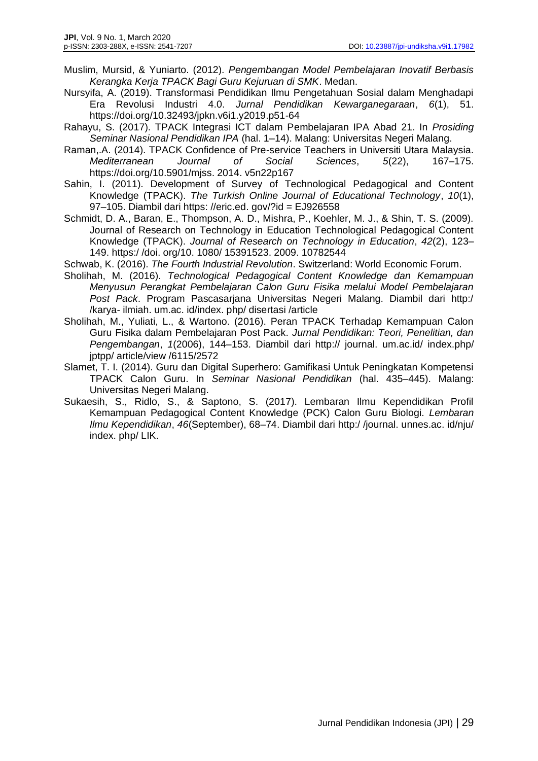Muslim, Mursid, & Yuniarto. (2012). *Pengembangan Model Pembelajaran Inovatif Berbasis Kerangka Kerja TPACK Bagi Guru Kejuruan di SMK*. Medan.

Nursyifa, A. (2019). Transformasi Pendidikan Ilmu Pengetahuan Sosial dalam Menghadapi Era Revolusi Industri 4.0. *Jurnal Pendidikan Kewarganegaraan*, *6*(1), 51. https://doi.org/10.32493/jpkn.v6i1.y2019.p51-64

Rahayu, S. (2017). TPACK Integrasi ICT dalam Pembelajaran IPA Abad 21. In *Prosiding Seminar Nasional Pendidikan IPA* (hal. 1–14). Malang: Universitas Negeri Malang.

Raman,.A. (2014). TPACK Confidence of Pre-service Teachers in Universiti Utara Malaysia. *Mediterranean Journal of Social Sciences*, *5*(22), 167–175. https://doi.org/10.5901/mjss. 2014. v5n22p167

Sahin, I. (2011). Development of Survey of Technological Pedagogical and Content Knowledge (TPACK). *The Turkish Online Journal of Educational Technology*, *10*(1), 97–105. Diambil dari https: //eric.ed. gov/?id = EJ926558

Schmidt, D. A., Baran, E., Thompson, A. D., Mishra, P., Koehler, M. J., & Shin, T. S. (2009). Journal of Research on Technology in Education Technological Pedagogical Content Knowledge (TPACK). *Journal of Research on Technology in Education*, *42*(2), 123–149. https:/ /doi. org/10. 1080/ 15391523. 2009. 10782544

Schwab, K. (2016). *The Fourth Industrial Revolution*. Switzerland: World Economic Forum.

Sholihah, M. (2016). *Technological Pedagogical Content Knowledge dan Kemampuan Menyusun Perangkat Pembelajaran Calon Guru Fisika melalui Model Pembelajaran Post Pack*. Program Pascasarjana Universitas Negeri Malang. Diambil dari http:/ /karya- ilmiah. um.ac. id/index. php/ disertasi /article

Sholihah, M., Yuliati, L., & Wartono. (2016). Peran TPACK Terhadap Kemampuan Calon Guru Fisika dalam Pembelajaran Post Pack. *Jurnal Pendidikan: Teori, Penelitian, dan Pengembangan*, *1*(2006), 144–153. Diambil dari http:// journal. um.ac.id/ index.php/ jptpp/ article/view /6115/2572

Slamet, T. I. (2014). Guru dan Digital Superhero: Gamifikasi Untuk Peningkatan Kompetensi TPACK Calon Guru. In *Seminar Nasional Pendidikan* (hal. 435–445). Malang: Universitas Negeri Malang.

Sukaesih, S., Ridlo, S., & Saptono, S. (2017). Lembaran Ilmu Kependidikan Profil Kemampuan Pedagogical Content Knowledge (PCK) Calon Guru Biologi. *Lembaran Ilmu Kependidikan*, *46*(September), 68–74. Diambil dari http:/ /journal. unnes.ac. id/nju/ index. php/ LIK.